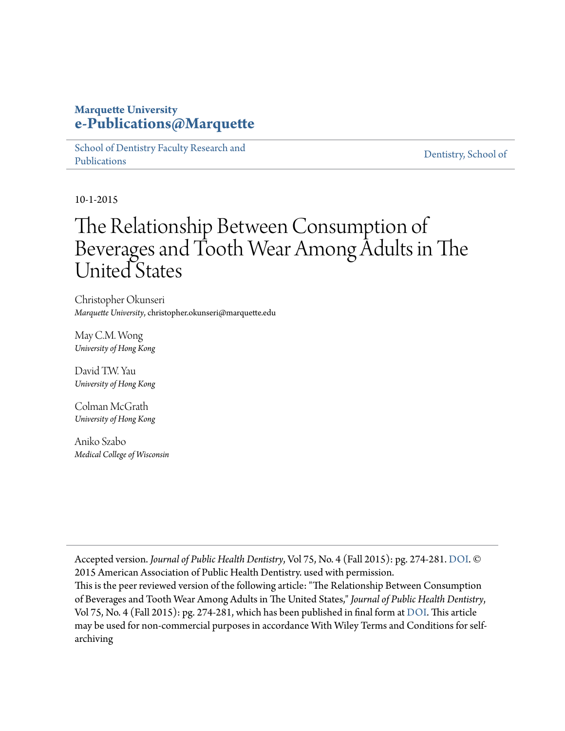**Marquette University**
**e-Publications@Marquette**

School of Dentistry Faculty Research and Publications | Dentistry, School of

10-1-2015

# The Relationship Between Consumption of Beverages and Tooth Wear Among Adults in The United States

Christopher Okunseri
*Marquette University*, christopher.okunseri@marquette.edu

May C.M. Wong
*University of Hong Kong*

David T.W. Yau
*University of Hong Kong*

Colman McGrath
*University of Hong Kong*

Aniko Szabo
*Medical College of Wisconsin*

Accepted version. *Journal of Public Health Dentistry*, Vol 75, No. 4 (Fall 2015): pg. 274-281. DOI. © 2015 American Association of Public Health Dentistry. used with permission.
This is the peer reviewed version of the following article: "The Relationship Between Consumption of Beverages and Tooth Wear Among Adults in The United States," *Journal of Public Health Dentistry*, Vol 75, No. 4 (Fall 2015): pg. 274-281, which has been published in final form at DOI. This article may be used for non-commercial purposes in accordance With Wiley Terms and Conditions for self-archiving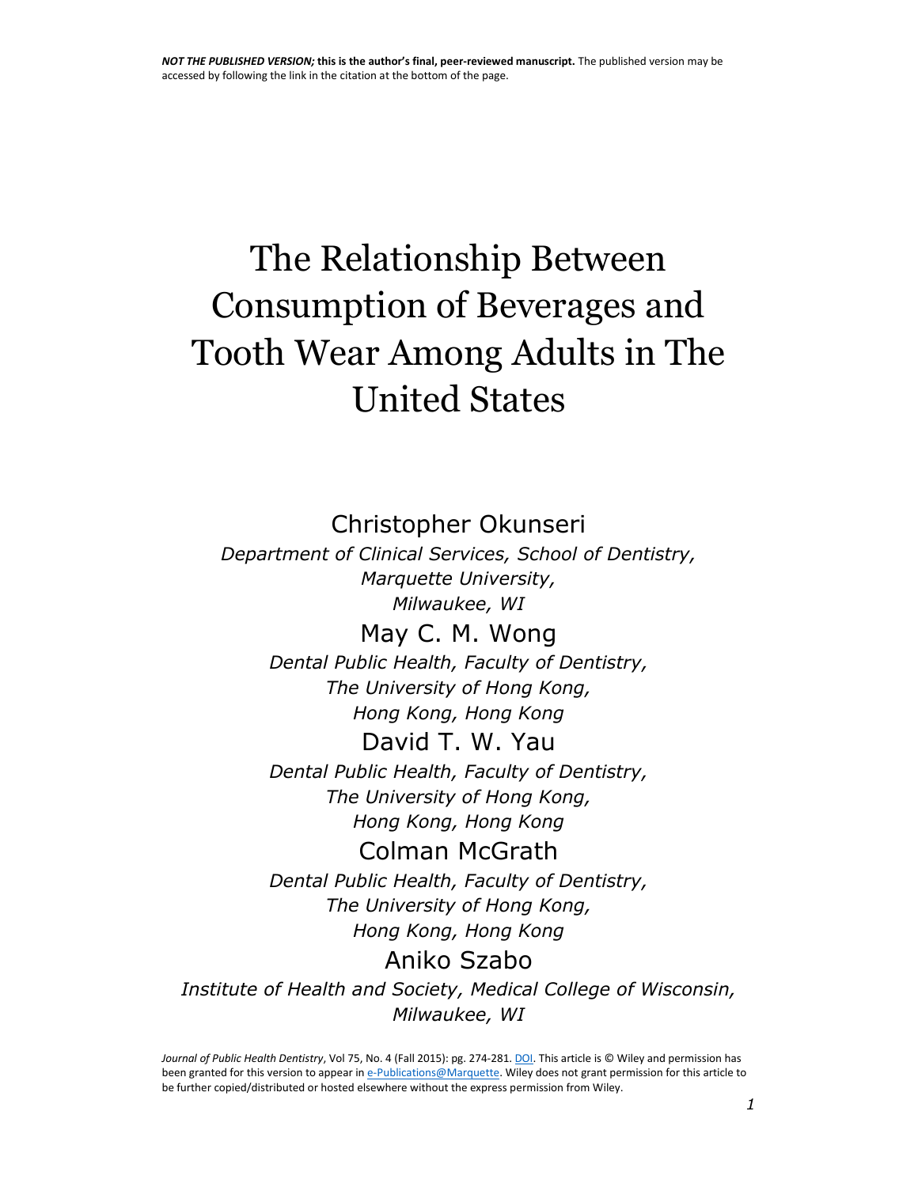**NOT THE PUBLISHED VERSION; this is the author's final, peer-reviewed manuscript.** The published version may be accessed by following the link in the citation at the bottom of the page.

# The Relationship Between Consumption of Beverages and Tooth Wear Among Adults in The United States

Christopher Okunseri

*Department of Clinical Services, School of Dentistry, Marquette University, Milwaukee, WI*

May C. M. Wong

*Dental Public Health, Faculty of Dentistry, The University of Hong Kong, Hong Kong, Hong Kong*

David T. W. Yau

*Dental Public Health, Faculty of Dentistry, The University of Hong Kong, Hong Kong, Hong Kong*

Colman McGrath

*Dental Public Health, Faculty of Dentistry, The University of Hong Kong, Hong Kong, Hong Kong*

Aniko Szabo

*Institute of Health and Society, Medical College of Wisconsin, Milwaukee, WI*

*Journal of Public Health Dentistry*, Vol 75, No. 4 (Fall 2015): pg. 274-281. DOI. This article is © Wiley and permission has been granted for this version to appear in e-Publications@Marquette. Wiley does not grant permission for this article to be further copied/distributed or hosted elsewhere without the express permission from Wiley.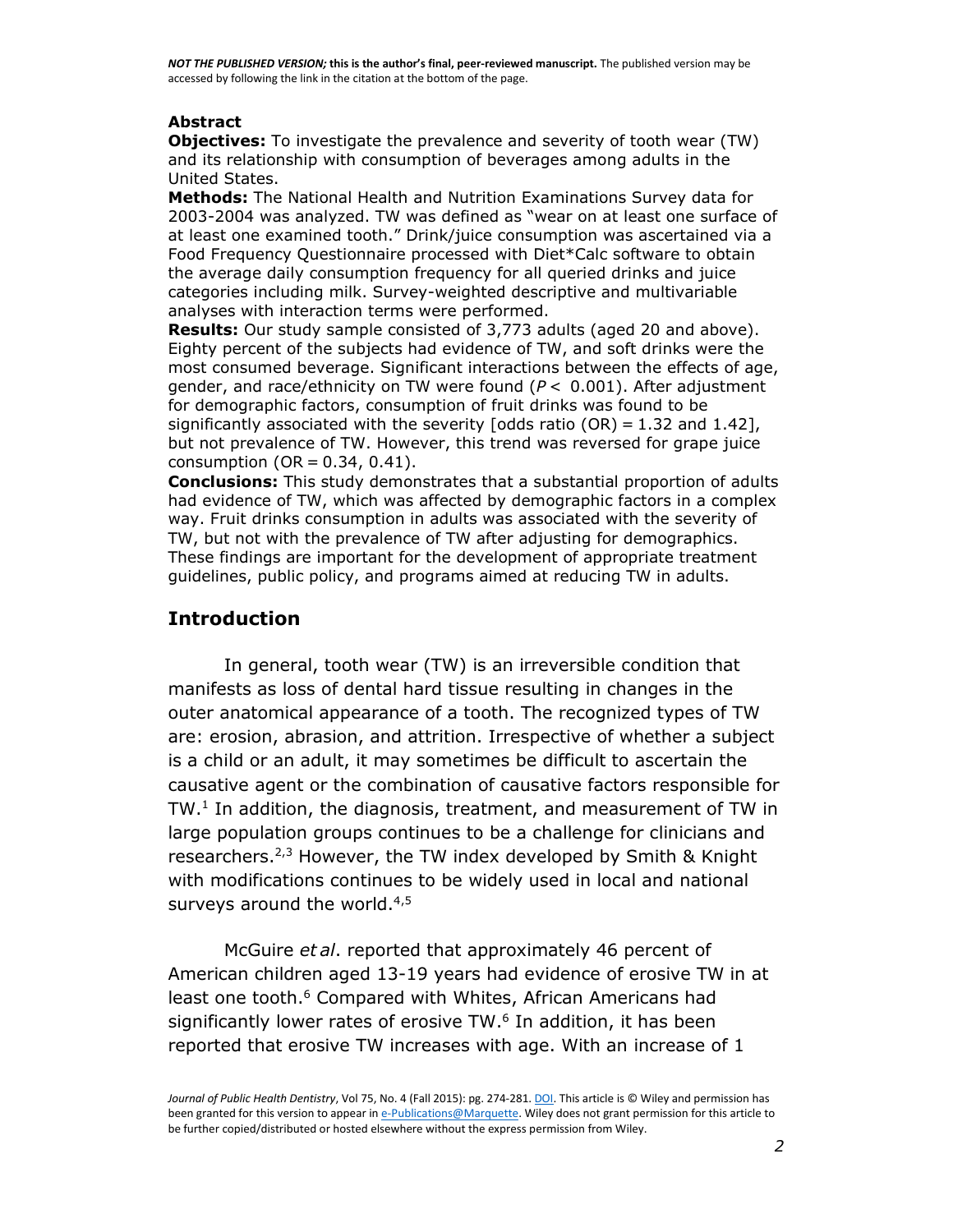### Abstract

**Objectives:** To investigate the prevalence and severity of tooth wear (TW) and its relationship with consumption of beverages among adults in the United States.

**Methods:** The National Health and Nutrition Examinations Survey data for 2003-2004 was analyzed. TW was defined as "wear on at least one surface of at least one examined tooth." Drink/juice consumption was ascertained via a Food Frequency Questionnaire processed with Diet*Calc software to obtain the average daily consumption frequency for all queried drinks and juice categories including milk. Survey-weighted descriptive and multivariable analyses with interaction terms were performed.

**Results:** Our study sample consisted of 3,773 adults (aged 20 and above). Eighty percent of the subjects had evidence of TW, and soft drinks were the most consumed beverage. Significant interactions between the effects of age, gender, and race/ethnicity on TW were found ($P < 0.001$). After adjustment for demographic factors, consumption of fruit drinks was found to be significantly associated with the severity [odds ratio (OR) = 1.32 and 1.42], but not prevalence of TW. However, this trend was reversed for grape juice consumption (OR = 0.34, 0.41).

**Conclusions:** This study demonstrates that a substantial proportion of adults had evidence of TW, which was affected by demographic factors in a complex way. Fruit drinks consumption in adults was associated with the severity of TW, but not with the prevalence of TW after adjusting for demographics. These findings are important for the development of appropriate treatment guidelines, public policy, and programs aimed at reducing TW in adults.

## Introduction

In general, tooth wear (TW) is an irreversible condition that manifests as loss of dental hard tissue resulting in changes in the outer anatomical appearance of a tooth. The recognized types of TW are: erosion, abrasion, and attrition. Irrespective of whether a subject is a child or an adult, it may sometimes be difficult to ascertain the causative agent or the combination of causative factors responsible for TW.[1] In addition, the diagnosis, treatment, and measurement of TW in large population groups continues to be a challenge for clinicians and researchers.[2,3] However, the TW index developed by Smith & Knight with modifications continues to be widely used in local and national surveys around the world.[4,5]

McGuire *et al*. reported that approximately 46 percent of American children aged 13-19 years had evidence of erosive TW in at least one tooth.[6] Compared with Whites, African Americans had significantly lower rates of erosive TW.[6] In addition, it has been reported that erosive TW increases with age. With an increase of 1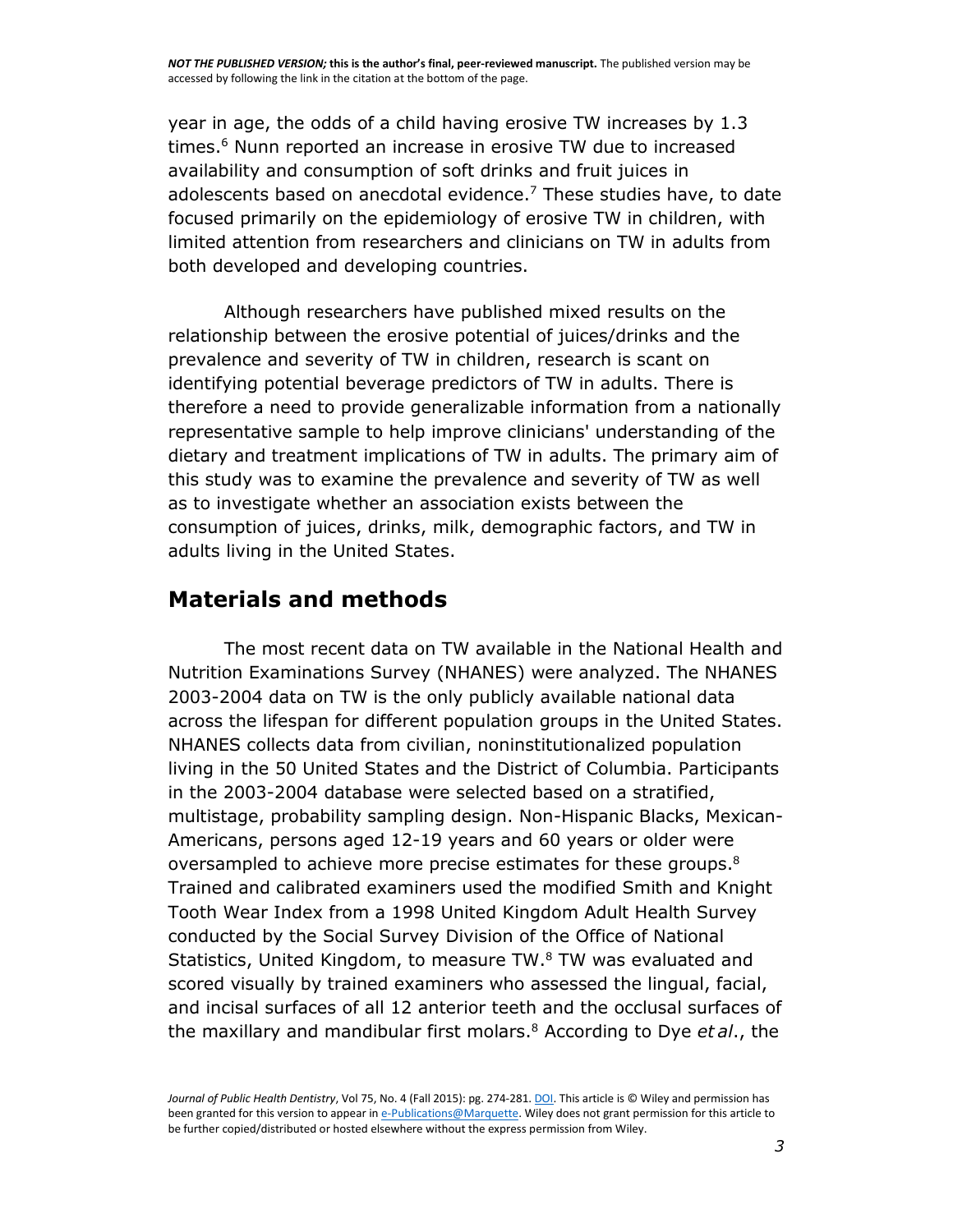year in age, the odds of a child having erosive TW increases by 1.3 times.[6] Nunn reported an increase in erosive TW due to increased availability and consumption of soft drinks and fruit juices in adolescents based on anecdotal evidence.[7] These studies have, to date focused primarily on the epidemiology of erosive TW in children, with limited attention from researchers and clinicians on TW in adults from both developed and developing countries.

Although researchers have published mixed results on the relationship between the erosive potential of juices/drinks and the prevalence and severity of TW in children, research is scant on identifying potential beverage predictors of TW in adults. There is therefore a need to provide generalizable information from a nationally representative sample to help improve clinicians' understanding of the dietary and treatment implications of TW in adults. The primary aim of this study was to examine the prevalence and severity of TW as well as to investigate whether an association exists between the consumption of juices, drinks, milk, demographic factors, and TW in adults living in the United States.

## Materials and methods

The most recent data on TW available in the National Health and Nutrition Examinations Survey (NHANES) were analyzed. The NHANES 2003-2004 data on TW is the only publicly available national data across the lifespan for different population groups in the United States. NHANES collects data from civilian, noninstitutionalized population living in the 50 United States and the District of Columbia. Participants in the 2003-2004 database were selected based on a stratified, multistage, probability sampling design. Non-Hispanic Blacks, Mexican-Americans, persons aged 12-19 years and 60 years or older were oversampled to achieve more precise estimates for these groups.[8] Trained and calibrated examiners used the modified Smith and Knight Tooth Wear Index from a 1998 United Kingdom Adult Health Survey conducted by the Social Survey Division of the Office of National Statistics, United Kingdom, to measure TW.[8] TW was evaluated and scored visually by trained examiners who assessed the lingual, facial, and incisal surfaces of all 12 anterior teeth and the occlusal surfaces of the maxillary and mandibular first molars.[8] According to Dye *et al*., the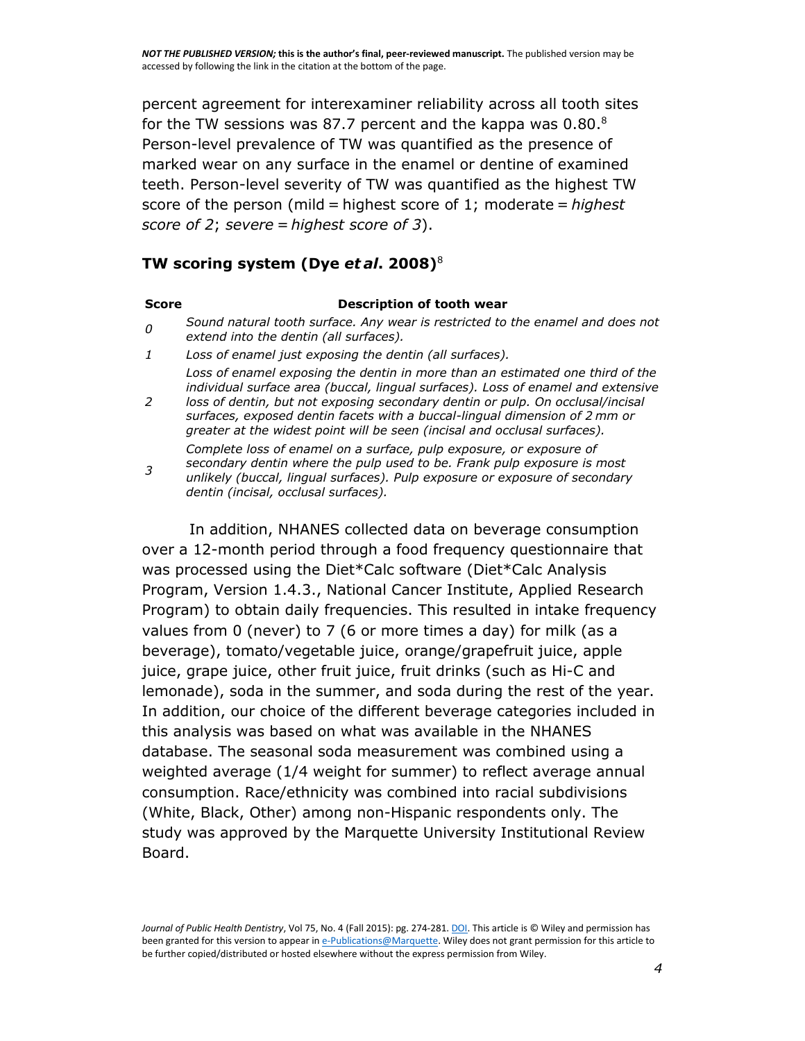percent agreement for interexaminer reliability across all tooth sites for the TW sessions was 87.7 percent and the kappa was 0.80.[8] Person-level prevalence of TW was quantified as the presence of marked wear on any surface in the enamel or dentine of examined teeth. Person-level severity of TW was quantified as the highest TW score of the person (mild = highest score of 1; moderate = *highest score of 2*; *severe* = *highest score of 3*).

### TW scoring system (Dye *et al*. 2008)[8]

| Score | Description of tooth wear |
|---|---|
| *0* | *Sound natural tooth surface. Any wear is restricted to the enamel and does not extend into the dentin (all surfaces).* |
| *1* | *Loss of enamel just exposing the dentin (all surfaces).* |
| *2* | *Loss of enamel exposing the dentin in more than an estimated one third of the individual surface area (buccal, lingual surfaces). Loss of enamel and extensive loss of dentin, but not exposing secondary dentin or pulp. On occlusal/incisal surfaces, exposed dentin facets with a buccal-lingual dimension of 2 mm or greater at the widest point will be seen (incisal and occlusal surfaces).* |
| *3* | *Complete loss of enamel on a surface, pulp exposure, or exposure of secondary dentin where the pulp used to be. Frank pulp exposure is most unlikely (buccal, lingual surfaces). Pulp exposure or exposure of secondary dentin (incisal, occlusal surfaces).* |

In addition, NHANES collected data on beverage consumption over a 12-month period through a food frequency questionnaire that was processed using the Diet*Calc software (Diet*Calc Analysis Program, Version 1.4.3., National Cancer Institute, Applied Research Program) to obtain daily frequencies. This resulted in intake frequency values from 0 (never) to 7 (6 or more times a day) for milk (as a beverage), tomato/vegetable juice, orange/grapefruit juice, apple juice, grape juice, other fruit juice, fruit drinks (such as Hi-C and lemonade), soda in the summer, and soda during the rest of the year. In addition, our choice of the different beverage categories included in this analysis was based on what was available in the NHANES database. The seasonal soda measurement was combined using a weighted average (1/4 weight for summer) to reflect average annual consumption. Race/ethnicity was combined into racial subdivisions (White, Black, Other) among non-Hispanic respondents only. The study was approved by the Marquette University Institutional Review Board.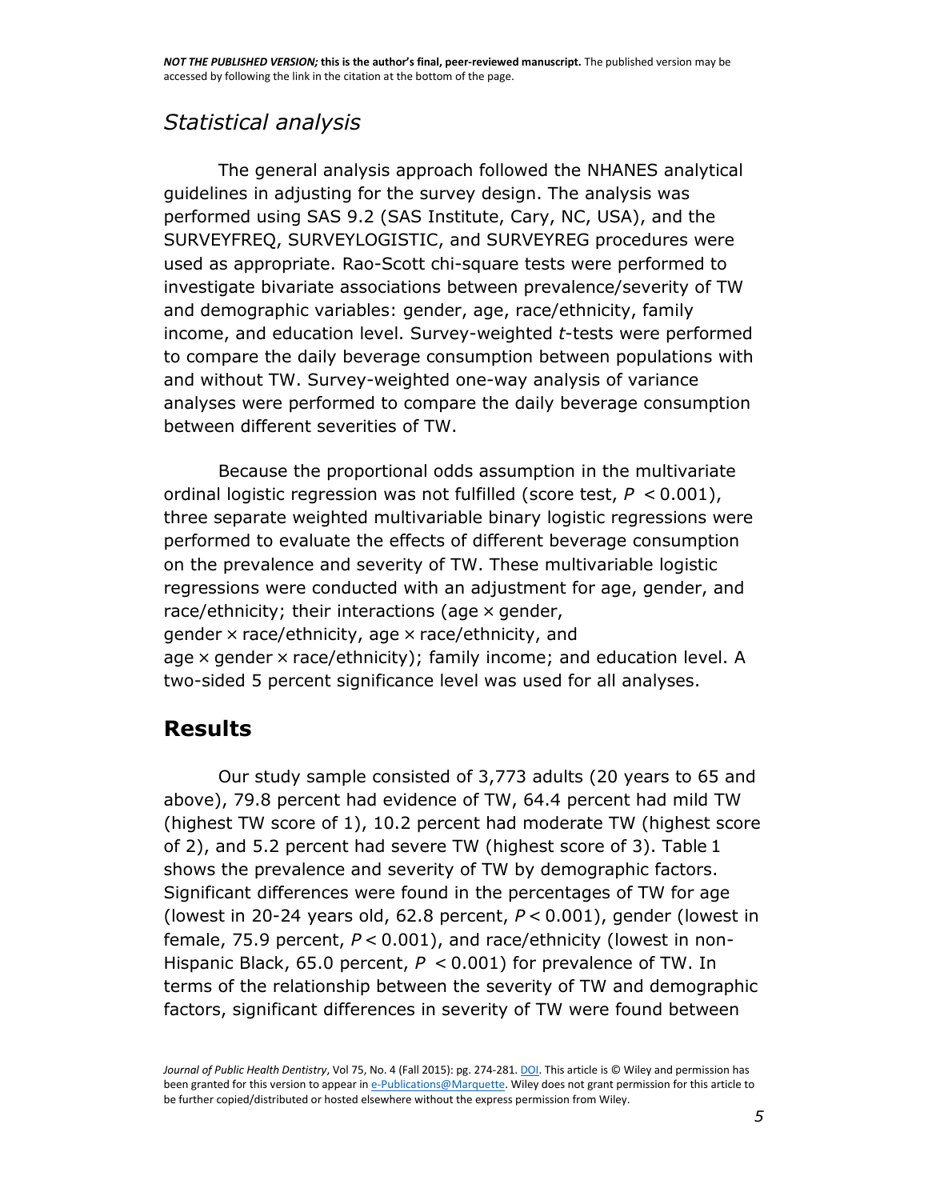## *Statistical analysis*

The general analysis approach followed the NHANES analytical guidelines in adjusting for the survey design. The analysis was performed using SAS 9.2 (SAS Institute, Cary, NC, USA), and the SURVEYFREQ, SURVEYLOGISTIC, and SURVEYREG procedures were used as appropriate. Rao-Scott chi-square tests were performed to investigate bivariate associations between prevalence/severity of TW and demographic variables: gender, age, race/ethnicity, family income, and education level. Survey-weighted *t*-tests were performed to compare the daily beverage consumption between populations with and without TW. Survey-weighted one-way analysis of variance analyses were performed to compare the daily beverage consumption between different severities of TW.

Because the proportional odds assumption in the multivariate ordinal logistic regression was not fulfilled (score test, $P < 0.001$), three separate weighted multivariable binary logistic regressions were performed to evaluate the effects of different beverage consumption on the prevalence and severity of TW. These multivariable logistic regressions were conducted with an adjustment for age, gender, and race/ethnicity; their interactions (age × gender, gender × race/ethnicity, age × race/ethnicity, and age × gender × race/ethnicity); family income; and education level. A two-sided 5 percent significance level was used for all analyses.

# Results

Our study sample consisted of 3,773 adults (20 years to 65 and above), 79.8 percent had evidence of TW, 64.4 percent had mild TW (highest TW score of 1), 10.2 percent had moderate TW (highest score of 2), and 5.2 percent had severe TW (highest score of 3). Table 1 shows the prevalence and severity of TW by demographic factors. Significant differences were found in the percentages of TW for age (lowest in 20-24 years old, 62.8 percent, $P < 0.001$), gender (lowest in female, 75.9 percent, $P < 0.001$), and race/ethnicity (lowest in non-Hispanic Black, 65.0 percent, $P < 0.001$) for prevalence of TW. In terms of the relationship between the severity of TW and demographic factors, significant differences in severity of TW were found between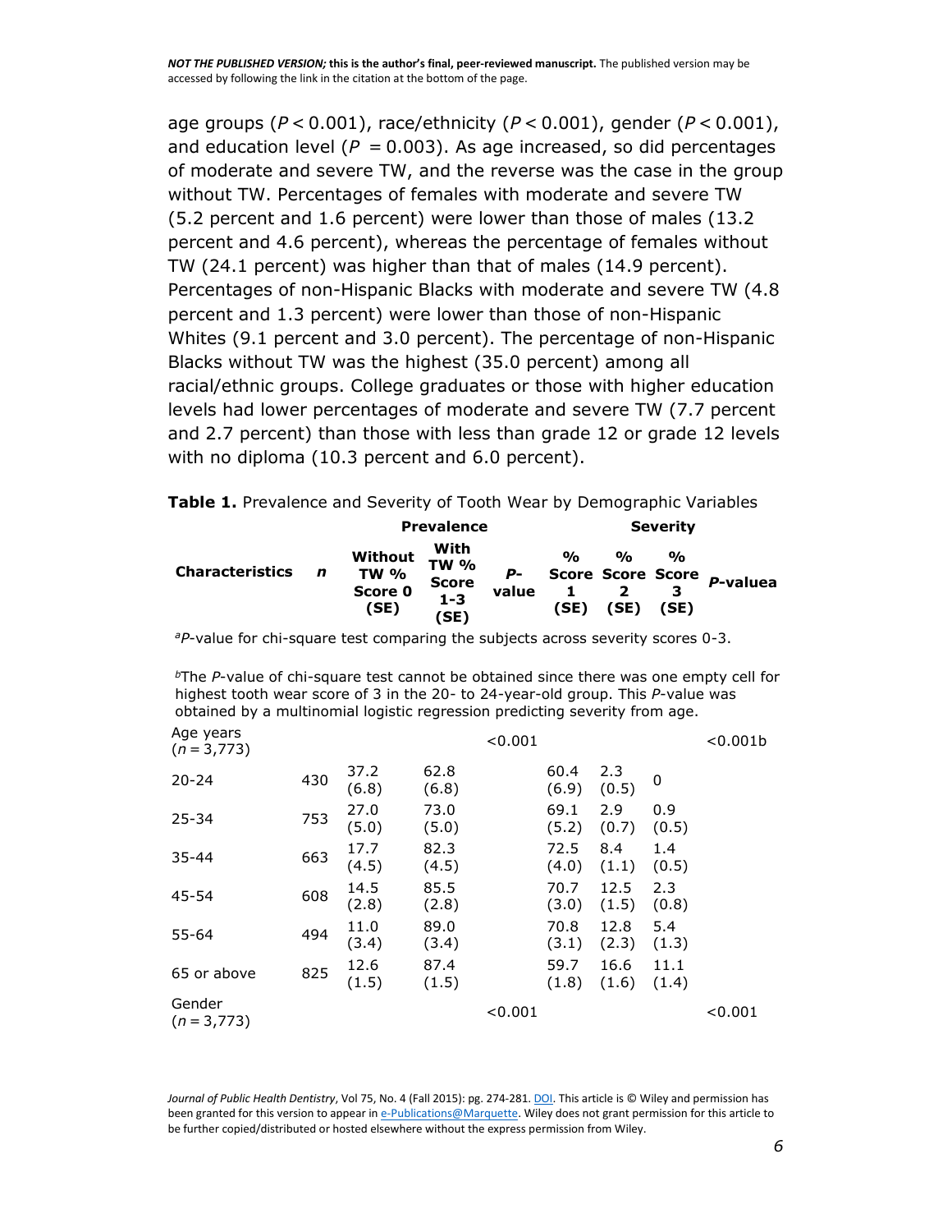age groups ($P < 0.001$), race/ethnicity ($P < 0.001$), gender ($P < 0.001$), and education level ($P = 0.003$). As age increased, so did percentages of moderate and severe TW, and the reverse was the case in the group without TW. Percentages of females with moderate and severe TW (5.2 percent and 1.6 percent) were lower than those of males (13.2 percent and 4.6 percent), whereas the percentage of females without TW (24.1 percent) was higher than that of males (14.9 percent). Percentages of non-Hispanic Blacks with moderate and severe TW (4.8 percent and 1.3 percent) were lower than those of non-Hispanic Whites (9.1 percent and 3.0 percent). The percentage of non-Hispanic Blacks without TW was the highest (35.0 percent) among all racial/ethnic groups. College graduates or those with higher education levels had lower percentages of moderate and severe TW (7.7 percent and 2.7 percent) than those with less than grade 12 or grade 12 levels with no diploma (10.3 percent and 6.0 percent).

**Table 1.** Prevalence and Severity of Tooth Wear by Demographic Variables

| | | Prevalence | | | Severity | | | |
|---|---|---|---|---|---|---|---|---|
| Characteristics | *n* | Without TW % Score 0 (SE) | With TW % Score 1-3 (SE) | *P*-value | % Score 1 (SE) | % Score 2 (SE) | % Score 3 (SE) | *P*-value[a] |
| Age years (*n* = 3,773) | | | | <0.001 | | | | <0.001[b] |
| 20-24 | 430 | 37.2 (6.8) | 62.8 (6.8) | | 60.4 (6.9) | 2.3 (0.5) | 0 | |
| 25-34 | 753 | 27.0 (5.0) | 73.0 (5.0) | | 69.1 (5.2) | 2.9 (0.7) | 0.9 (0.5) | |
| 35-44 | 663 | 17.7 (4.5) | 82.3 (4.5) | | 72.5 (4.0) | 8.4 (1.1) | 1.4 (0.5) | |
| 45-54 | 608 | 14.5 (2.8) | 85.5 (2.8) | | 70.7 (3.0) | 12.5 (1.5) | 2.3 (0.8) | |
| 55-64 | 494 | 11.0 (3.4) | 89.0 (3.4) | | 70.8 (3.1) | 12.8 (2.3) | 5.4 (1.3) | |
| 65 or above | 825 | 12.6 (1.5) | 87.4 (1.5) | | 59.7 (1.8) | 16.6 (1.6) | 11.1 (1.4) | |
| Gender (*n* = 3,773) | | | | <0.001 | | | | <0.001 |

[a]*P*-value for chi-square test comparing the subjects across severity scores 0-3.

[b]The *P*-value of chi-square test cannot be obtained since there was one empty cell for highest tooth wear score of 3 in the 20- to 24-year-old group. This *P*-value was obtained by a multinomial logistic regression predicting severity from age.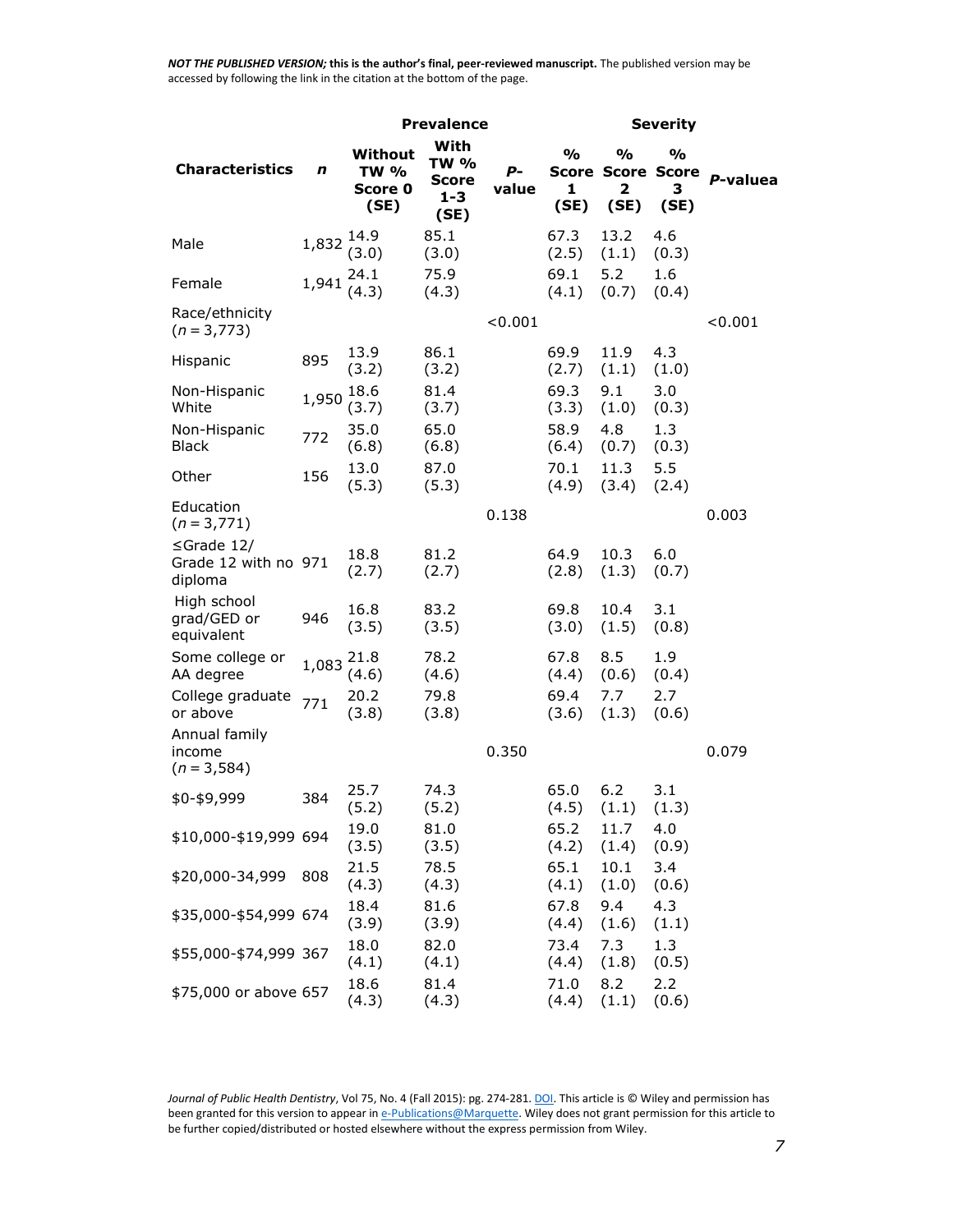NOT THE PUBLISHED VERSION; this is the author's final, peer-reviewed manuscript. The published version may be accessed by following the link in the citation at the bottom of the page.

| | | Prevalence | | | Severity | | | |
|---|---|---|---|---|---|---|---|---|
| Characteristics | *n* | Without TW % Score 0 (SE) | With TW % Score 1-3 (SE) | *P*-value | % Score 1 (SE) | % Score 2 (SE) | % Score 3 (SE) | *P*-valuea |
| Male | 1,832 | 14.9 (3.0) | 85.1 (3.0) | | 67.3 (2.5) | 13.2 (1.1) | 4.6 (0.3) | |
| Female | 1,941 | 24.1 (4.3) | 75.9 (4.3) | | 69.1 (4.1) | 5.2 (0.7) | 1.6 (0.4) | |
| Race/ethnicity (*n* = 3,773) | | | | <0.001 | | | | <0.001 |
| Hispanic | 895 | 13.9 (3.2) | 86.1 (3.2) | | 69.9 (2.7) | 11.9 (1.1) | 4.3 (1.0) | |
| Non-Hispanic White | 1,950 | 18.6 (3.7) | 81.4 (3.7) | | 69.3 (3.3) | 9.1 (1.0) | 3.0 (0.3) | |
| Non-Hispanic Black | 772 | 35.0 (6.8) | 65.0 (6.8) | | 58.9 (6.4) | 4.8 (0.7) | 1.3 (0.3) | |
| Other | 156 | 13.0 (5.3) | 87.0 (5.3) | | 70.1 (4.9) | 11.3 (3.4) | 5.5 (2.4) | |
| Education (*n* = 3,771) | | | | 0.138 | | | | 0.003 |
| ≤Grade 12/ Grade 12 with no diploma | 971 | 18.8 (2.7) | 81.2 (2.7) | | 64.9 (2.8) | 10.3 (1.3) | 6.0 (0.7) | |
| High school grad/GED or equivalent | 946 | 16.8 (3.5) | 83.2 (3.5) | | 69.8 (3.0) | 10.4 (1.5) | 3.1 (0.8) | |
| Some college or AA degree | 1,083 | 21.8 (4.6) | 78.2 (4.6) | | 67.8 (4.4) | 8.5 (0.6) | 1.9 (0.4) | |
| College graduate or above | 771 | 20.2 (3.8) | 79.8 (3.8) | | 69.4 (3.6) | 7.7 (1.3) | 2.7 (0.6) | |
| Annual family income (*n* = 3,584) | | | | 0.350 | | | | 0.079 |
| $0-$9,999 | 384 | 25.7 (5.2) | 74.3 (5.2) | | 65.0 (4.5) | 6.2 (1.1) | 3.1 (1.3) | |
| $10,000-$19,999 | 694 | 19.0 (3.5) | 81.0 (3.5) | | 65.2 (4.2) | 11.7 (1.4) | 4.0 (0.9) | |
| $20,000-34,999 | 808 | 21.5 (4.3) | 78.5 (4.3) | | 65.1 (4.1) | 10.1 (1.0) | 3.4 (0.6) | |
| $35,000-$54,999 | 674 | 18.4 (3.9) | 81.6 (3.9) | | 67.8 (4.4) | 9.4 (1.6) | 4.3 (1.1) | |
| $55,000-$74,999 | 367 | 18.0 (4.1) | 82.0 (4.1) | | 73.4 (4.4) | 7.3 (1.8) | 1.3 (0.5) | |
| $75,000 or above | 657 | 18.6 (4.3) | 81.4 (4.3) | | 71.0 (4.4) | 8.2 (1.1) | 2.2 (0.6) | |

Journal of Public Health Dentistry, Vol 75, No. 4 (Fall 2015): pg. 274-281. DOI. This article is © Wiley and permission has been granted for this version to appear in e-Publications@Marquette. Wiley does not grant permission for this article to be further copied/distributed or hosted elsewhere without the express permission from Wiley.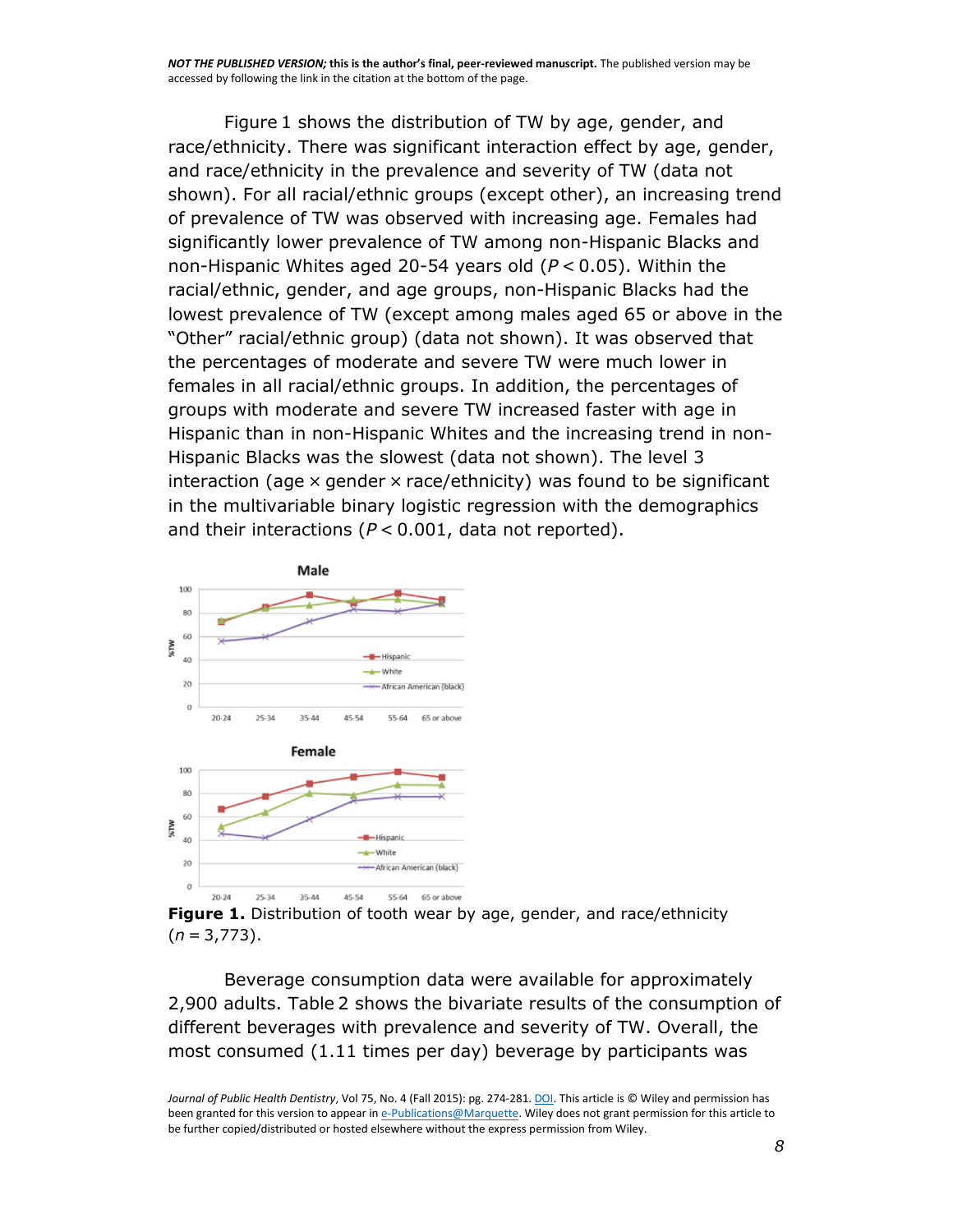Figure 1 shows the distribution of TW by age, gender, and race/ethnicity. There was significant interaction effect by age, gender, and race/ethnicity in the prevalence and severity of TW (data not shown). For all racial/ethnic groups (except other), an increasing trend of prevalence of TW was observed with increasing age. Females had significantly lower prevalence of TW among non-Hispanic Blacks and non-Hispanic Whites aged 20-54 years old ($P < 0.05$). Within the racial/ethnic, gender, and age groups, non-Hispanic Blacks had the lowest prevalence of TW (except among males aged 65 or above in the "Other" racial/ethnic group) (data not shown). It was observed that the percentages of moderate and severe TW were much lower in females in all racial/ethnic groups. In addition, the percentages of groups with moderate and severe TW increased faster with age in Hispanic than in non-Hispanic Whites and the increasing trend in non-Hispanic Blacks was the slowest (data not shown). The level 3 interaction (age × gender × race/ethnicity) was found to be significant in the multivariable binary logistic regression with the demographics and their interactions ($P < 0.001$, data not reported).

**Figure 1.** Distribution of tooth wear by age, gender, and race/ethnicity ($n = 3{,}773$).

Beverage consumption data were available for approximately 2,900 adults. Table 2 shows the bivariate results of the consumption of different beverages with prevalence and severity of TW. Overall, the most consumed (1.11 times per day) beverage by participants was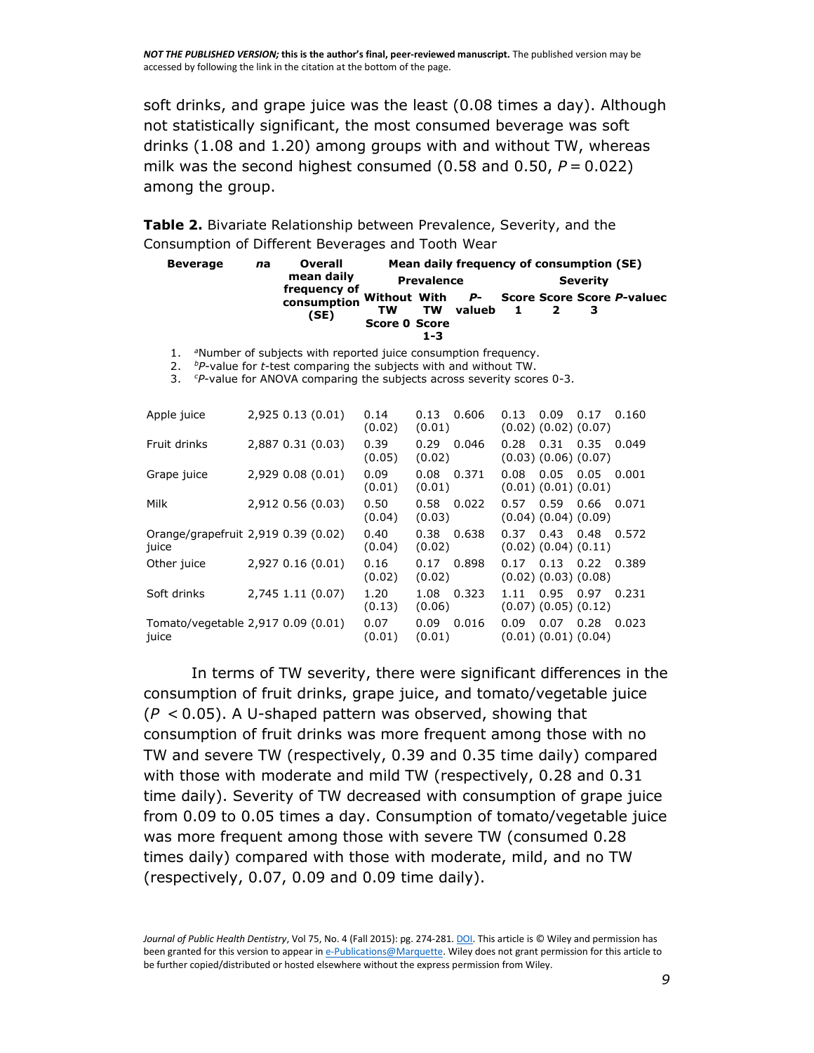soft drinks, and grape juice was the least (0.08 times a day). Although not statistically significant, the most consumed beverage was soft drinks (1.08 and 1.20) among groups with and without TW, whereas milk was the second highest consumed (0.58 and 0.50, $P = 0.022$) among the group.

**Table 2.** Bivariate Relationship between Prevalence, Severity, and the Consumption of Different Beverages and Tooth Wear

| Beverage | n[a] | Overall mean daily frequency of consumption (SE) | Mean daily frequency of consumption (SE) | | | | | | |
|---|---|---|---|---|---|---|---|---|---|
| | | | Prevalence | | | Severity | | | |
| | | | Without TW Score 0 | With TW Score 1-3 | P-value[b] | Score 1 | Score 2 | Score 3 | P-value[c] |
| Apple juice | 2,925 | 0.13 (0.01) | 0.14 (0.02) | 0.13 (0.01) | 0.606 | 0.13 (0.02) | 0.09 (0.02) | 0.17 (0.07) | 0.160 |
| Fruit drinks | 2,887 | 0.31 (0.03) | 0.39 (0.05) | 0.29 (0.02) | 0.046 | 0.28 (0.03) | 0.31 (0.06) | 0.35 (0.07) | 0.049 |
| Grape juice | 2,929 | 0.08 (0.01) | 0.09 (0.01) | 0.08 (0.01) | 0.371 | 0.08 (0.01) | 0.05 (0.01) | 0.05 (0.01) | 0.001 |
| Milk | 2,912 | 0.56 (0.03) | 0.50 (0.04) | 0.58 (0.03) | 0.022 | 0.57 (0.04) | 0.59 (0.04) | 0.66 (0.09) | 0.071 |
| Orange/grapefruit juice | 2,919 | 0.39 (0.02) | 0.40 (0.04) | 0.38 (0.02) | 0.638 | 0.37 (0.02) | 0.43 (0.04) | 0.48 (0.11) | 0.572 |
| Other juice | 2,927 | 0.16 (0.01) | 0.16 (0.02) | 0.17 (0.02) | 0.898 | 0.17 (0.02) | 0.13 (0.03) | 0.22 (0.08) | 0.389 |
| Soft drinks | 2,745 | 1.11 (0.07) | 1.20 (0.13) | 1.08 (0.06) | 0.323 | 1.11 (0.07) | 0.95 (0.05) | 0.97 (0.12) | 0.231 |
| Tomato/vegetable juice | 2,917 | 0.09 (0.01) | 0.07 (0.01) | 0.09 (0.01) | 0.016 | 0.09 (0.01) | 0.07 (0.01) | 0.28 (0.04) | 0.023 |

1. [a]Number of subjects with reported juice consumption frequency.
2. [b]$P$-value for $t$-test comparing the subjects with and without TW.
3. [c]$P$-value for ANOVA comparing the subjects across severity scores 0-3.

In terms of TW severity, there were significant differences in the consumption of fruit drinks, grape juice, and tomato/vegetable juice ($P < 0.05$). A U-shaped pattern was observed, showing that consumption of fruit drinks was more frequent among those with no TW and severe TW (respectively, 0.39 and 0.35 time daily) compared with those with moderate and mild TW (respectively, 0.28 and 0.31 time daily). Severity of TW decreased with consumption of grape juice from 0.09 to 0.05 times a day. Consumption of tomato/vegetable juice was more frequent among those with severe TW (consumed 0.28 times daily) compared with those with moderate, mild, and no TW (respectively, 0.07, 0.09 and 0.09 time daily).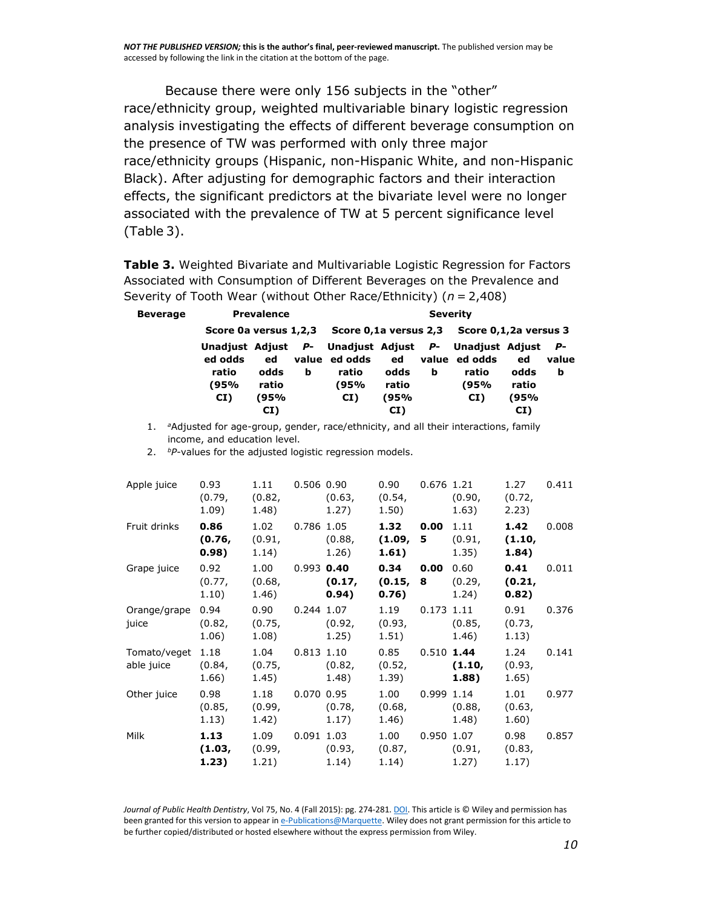Because there were only 156 subjects in the "other" race/ethnicity group, weighted multivariable binary logistic regression analysis investigating the effects of different beverage consumption on the presence of TW was performed with only three major race/ethnicity groups (Hispanic, non-Hispanic White, and non-Hispanic Black). After adjusting for demographic factors and their interaction effects, the significant predictors at the bivariate level were no longer associated with the prevalence of TW at 5 percent significance level (Table 3).

**Table 3.** Weighted Bivariate and Multivariable Logistic Regression for Factors Associated with Consumption of Different Beverages on the Prevalence and Severity of Tooth Wear (without Other Race/Ethnicity) ($n$ = 2,408)

| Beverage | Prevalence | | | Severity | | | | | |
|---|---|---|---|---|---|---|---|---|---|
| | Score 0a versus 1,2,3 | | | Score 0,1a versus 2,3 | | | Score 0,1,2a versus 3 | | |
| | Unadjusted odds ratio (95% CI) | Adjusted odds ratio (95% CI) | *P*-value b | Unadjusted odds ratio (95% CI) | Adjusted odds ratio (95% CI) | *P*-value b | Unadjusted odds ratio (95% CI) | Adjusted odds ratio (95% CI) | *P*-value b |
| Apple juice | 0.93 (0.79, 1.09) | 1.11 (0.82, 1.48) | 0.506 | 0.90 (0.63, 1.27) | 0.90 (0.54, 1.50) | 0.676 | 1.21 (0.90, 1.63) | 1.27 (0.72, 2.23) | 0.411 |
| Fruit drinks | **0.86 (0.76, 0.98)** | 1.02 (0.91, 1.14) | 0.786 | 1.05 (0.88, 1.26) | **1.32 (1.09, 1.61)** | **0.005** | 1.11 (0.91, 1.35) | **1.42 (1.10, 1.84)** | 0.008 |
| Grape juice | 0.92 (0.77, 1.10) | 1.00 (0.68, 1.46) | 0.993 | **0.40 (0.17, 0.94)** | **0.34 (0.15, 0.76)** | **0.008** | 0.60 (0.29, 1.24) | **0.41 (0.21, 0.82)** | 0.011 |
| Orange/grape juice | 0.94 (0.82, 1.06) | 0.90 (0.75, 1.08) | 0.244 | 1.07 (0.92, 1.25) | 1.19 (0.93, 1.51) | 0.173 | 1.11 (0.85, 1.46) | 0.91 (0.73, 1.13) | 0.376 |
| Tomato/vegetable juice | 1.18 (0.84, 1.66) | 1.04 (0.75, 1.45) | 0.813 | 1.10 (0.82, 1.48) | 0.85 (0.52, 1.39) | 0.510 | **1.44 (1.10, 1.88)** | 1.24 (0.93, 1.65) | 0.141 |
| Other juice | 0.98 (0.85, 1.13) | 1.18 (0.99, 1.42) | 0.070 | 0.95 (0.78, 1.17) | 1.00 (0.68, 1.46) | 0.999 | 1.14 (0.88, 1.48) | 1.01 (0.63, 1.60) | 0.977 |
| Milk | **1.13 (1.03, 1.23)** | 1.09 (0.99, 1.21) | 0.091 | 1.03 (0.93, 1.14) | 1.00 (0.87, 1.14) | 0.950 | 1.07 (0.91, 1.27) | 0.98 (0.83, 1.17) | 0.857 |

1. [a]Adjusted for age-group, gender, race/ethnicity, and all their interactions, family income, and education level.
2. [b]*P*-values for the adjusted logistic regression models.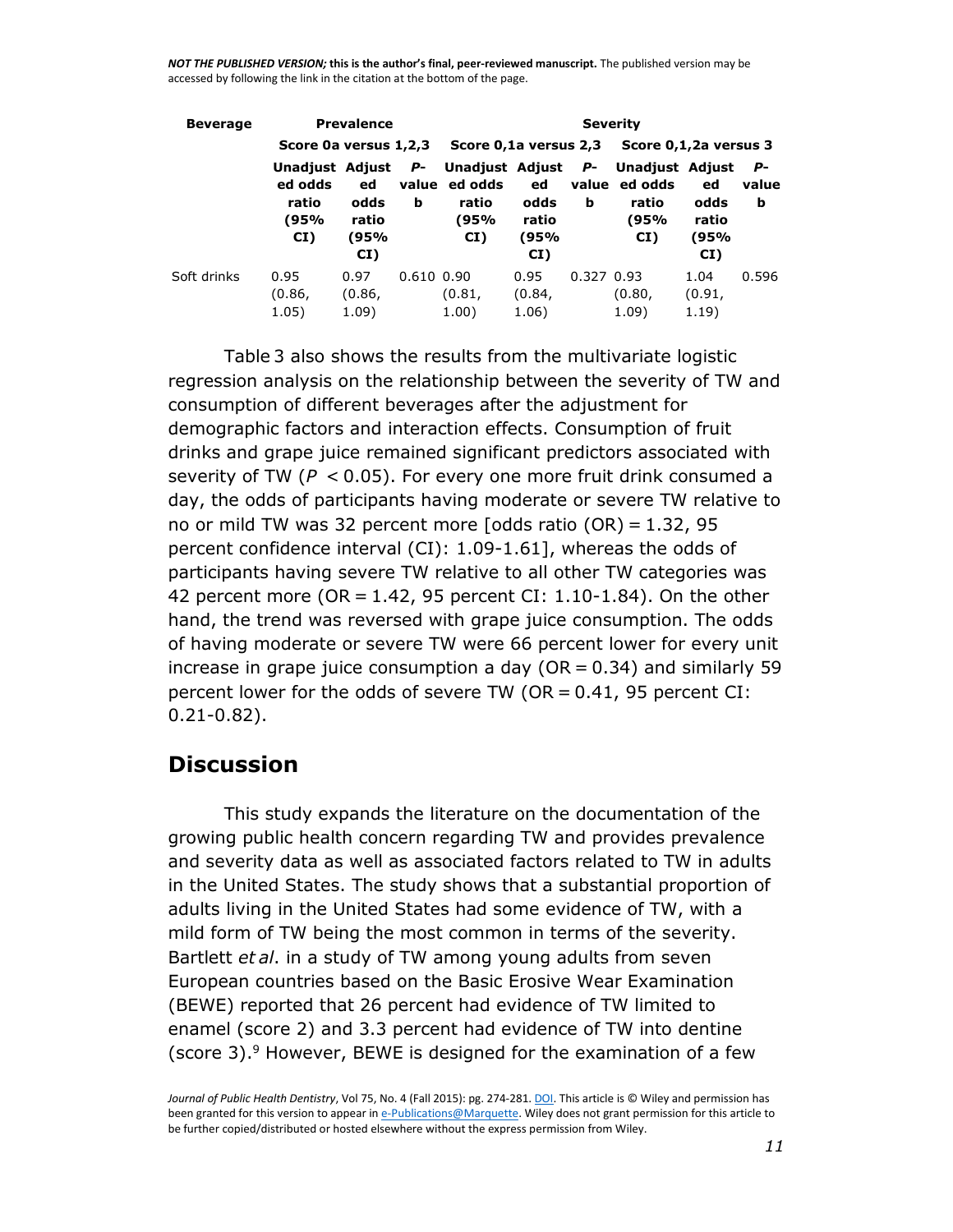NOT THE PUBLISHED VERSION; this is the author's final, peer-reviewed manuscript. The published version may be accessed by following the link in the citation at the bottom of the page.

| Beverage | Prevalence | | | Severity | | | | | |
|---|---|---|---|---|---|---|---|---|---|
| | Score 0a versus 1,2,3 | | | Score 0,1a versus 2,3 | | | Score 0,1,2a versus 3 | | |
| | Unadjusted odds ratio (95% CI) | Adjusted odds ratio (95% CI) | P-value b | Unadjusted odds ratio (95% CI) | Adjusted odds ratio (95% CI) | P-value b | Unadjusted odds ratio (95% CI) | Adjusted odds ratio (95% CI) | P-value b |
| Soft drinks | 0.95 (0.86, 1.05) | 0.97 (0.86, 1.09) | 0.610 | 0.90 (0.81, 1.00) | 0.95 (0.84, 1.06) | 0.327 | 0.93 (0.80, 1.09) | 1.04 (0.91, 1.19) | 0.596 |

Table 3 also shows the results from the multivariate logistic regression analysis on the relationship between the severity of TW and consumption of different beverages after the adjustment for demographic factors and interaction effects. Consumption of fruit drinks and grape juice remained significant predictors associated with severity of TW ($P < 0.05$). For every one more fruit drink consumed a day, the odds of participants having moderate or severe TW relative to no or mild TW was 32 percent more [odds ratio (OR) = 1.32, 95 percent confidence interval (CI): 1.09-1.61], whereas the odds of participants having severe TW relative to all other TW categories was 42 percent more (OR = 1.42, 95 percent CI: 1.10-1.84). On the other hand, the trend was reversed with grape juice consumption. The odds of having moderate or severe TW were 66 percent lower for every unit increase in grape juice consumption a day (OR = 0.34) and similarly 59 percent lower for the odds of severe TW (OR = 0.41, 95 percent CI: 0.21-0.82).

## Discussion

This study expands the literature on the documentation of the growing public health concern regarding TW and provides prevalence and severity data as well as associated factors related to TW in adults in the United States. The study shows that a substantial proportion of adults living in the United States had some evidence of TW, with a mild form of TW being the most common in terms of the severity. Bartlett *et al*. in a study of TW among young adults from seven European countries based on the Basic Erosive Wear Examination (BEWE) reported that 26 percent had evidence of TW limited to enamel (score 2) and 3.3 percent had evidence of TW into dentine (score 3).[9] However, BEWE is designed for the examination of a few

*Journal of Public Health Dentistry*, Vol 75, No. 4 (Fall 2015): pg. 274-281. DOI. This article is © Wiley and permission has been granted for this version to appear in e-Publications@Marquette. Wiley does not grant permission for this article to be further copied/distributed or hosted elsewhere without the express permission from Wiley.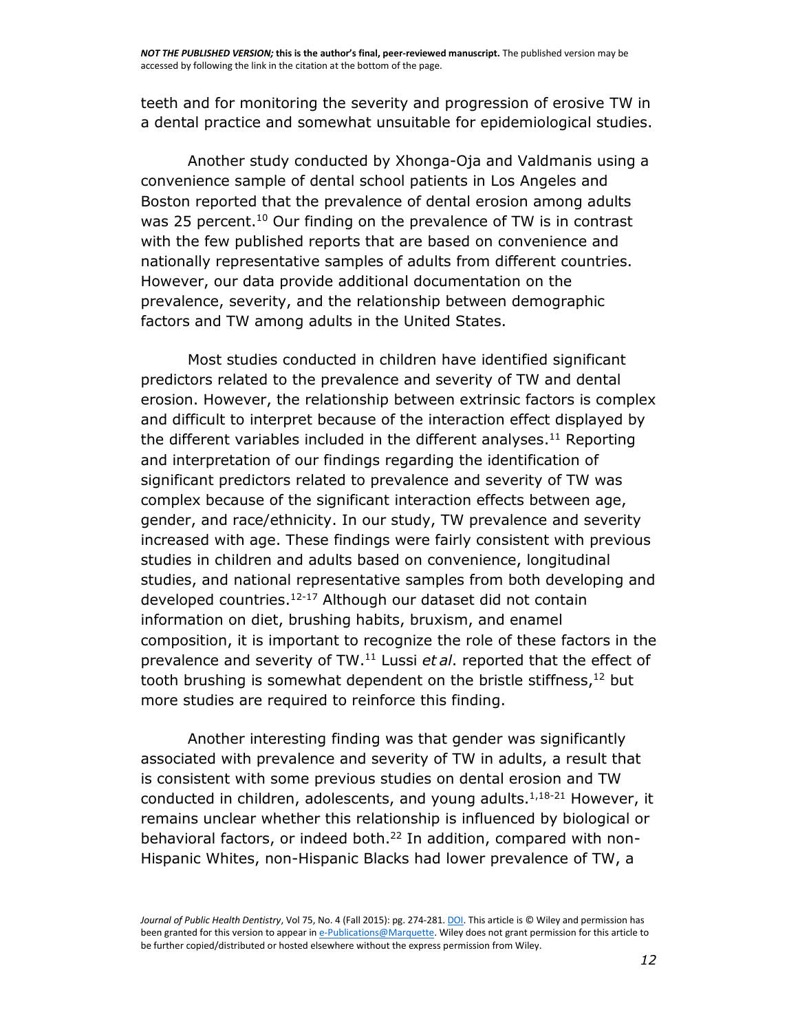teeth and for monitoring the severity and progression of erosive TW in a dental practice and somewhat unsuitable for epidemiological studies.

Another study conducted by Xhonga-Oja and Valdmanis using a convenience sample of dental school patients in Los Angeles and Boston reported that the prevalence of dental erosion among adults was 25 percent.[10] Our finding on the prevalence of TW is in contrast with the few published reports that are based on convenience and nationally representative samples of adults from different countries. However, our data provide additional documentation on the prevalence, severity, and the relationship between demographic factors and TW among adults in the United States.

Most studies conducted in children have identified significant predictors related to the prevalence and severity of TW and dental erosion. However, the relationship between extrinsic factors is complex and difficult to interpret because of the interaction effect displayed by the different variables included in the different analyses.[11] Reporting and interpretation of our findings regarding the identification of significant predictors related to prevalence and severity of TW was complex because of the significant interaction effects between age, gender, and race/ethnicity. In our study, TW prevalence and severity increased with age. These findings were fairly consistent with previous studies in children and adults based on convenience, longitudinal studies, and national representative samples from both developing and developed countries.[12-17] Although our dataset did not contain information on diet, brushing habits, bruxism, and enamel composition, it is important to recognize the role of these factors in the prevalence and severity of TW.[11] Lussi *et al*. reported that the effect of tooth brushing is somewhat dependent on the bristle stiffness,[12] but more studies are required to reinforce this finding.

Another interesting finding was that gender was significantly associated with prevalence and severity of TW in adults, a result that is consistent with some previous studies on dental erosion and TW conducted in children, adolescents, and young adults.[1,18-21] However, it remains unclear whether this relationship is influenced by biological or behavioral factors, or indeed both.[22] In addition, compared with non-Hispanic Whites, non-Hispanic Blacks had lower prevalence of TW, a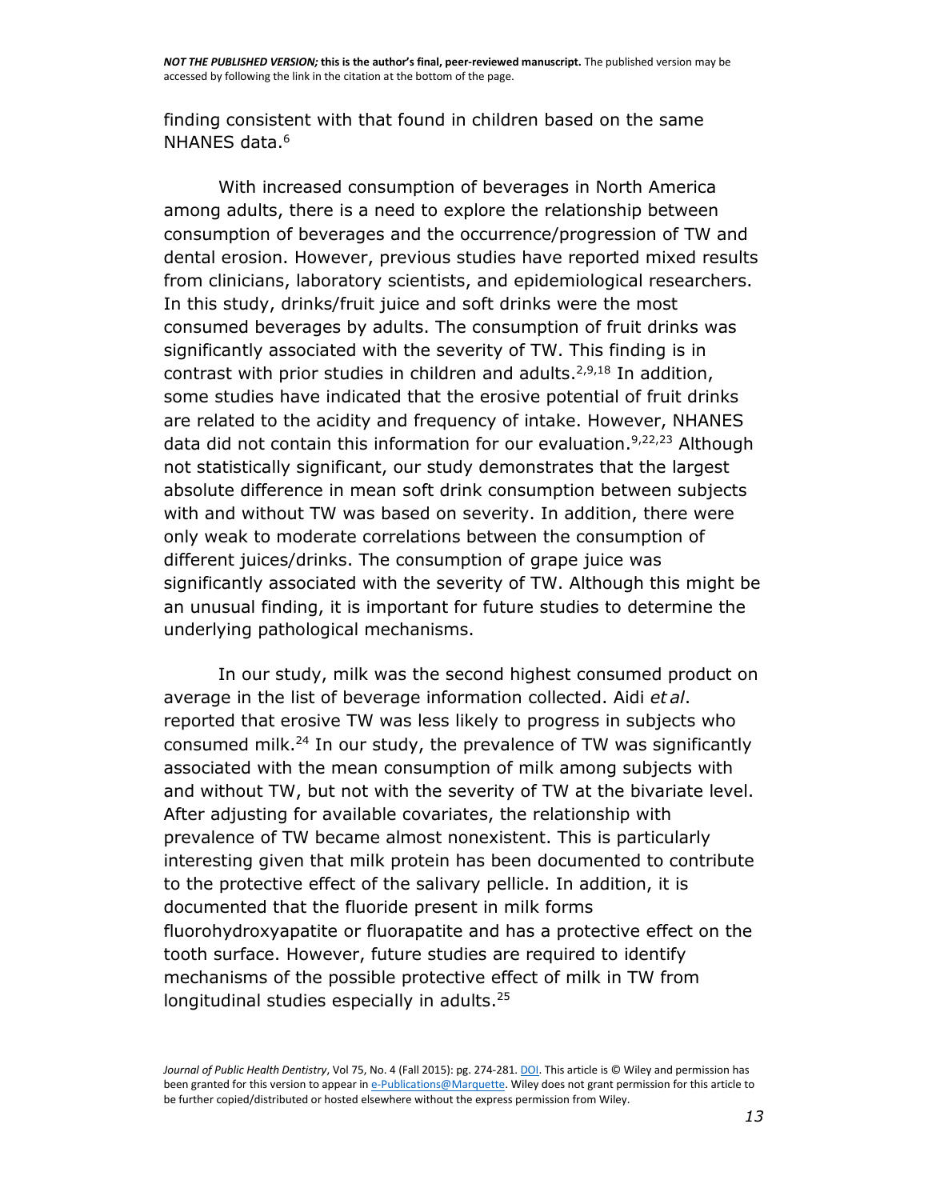finding consistent with that found in children based on the same NHANES data.[6]

With increased consumption of beverages in North America among adults, there is a need to explore the relationship between consumption of beverages and the occurrence/progression of TW and dental erosion. However, previous studies have reported mixed results from clinicians, laboratory scientists, and epidemiological researchers. In this study, drinks/fruit juice and soft drinks were the most consumed beverages by adults. The consumption of fruit drinks was significantly associated with the severity of TW. This finding is in contrast with prior studies in children and adults.[2,9,18] In addition, some studies have indicated that the erosive potential of fruit drinks are related to the acidity and frequency of intake. However, NHANES data did not contain this information for our evaluation.[9,22,23] Although not statistically significant, our study demonstrates that the largest absolute difference in mean soft drink consumption between subjects with and without TW was based on severity. In addition, there were only weak to moderate correlations between the consumption of different juices/drinks. The consumption of grape juice was significantly associated with the severity of TW. Although this might be an unusual finding, it is important for future studies to determine the underlying pathological mechanisms.

In our study, milk was the second highest consumed product on average in the list of beverage information collected. Aidi *et al*. reported that erosive TW was less likely to progress in subjects who consumed milk.[24] In our study, the prevalence of TW was significantly associated with the mean consumption of milk among subjects with and without TW, but not with the severity of TW at the bivariate level. After adjusting for available covariates, the relationship with prevalence of TW became almost nonexistent. This is particularly interesting given that milk protein has been documented to contribute to the protective effect of the salivary pellicle. In addition, it is documented that the fluoride present in milk forms fluorohydroxyapatite or fluorapatite and has a protective effect on the tooth surface. However, future studies are required to identify mechanisms of the possible protective effect of milk in TW from longitudinal studies especially in adults.[25]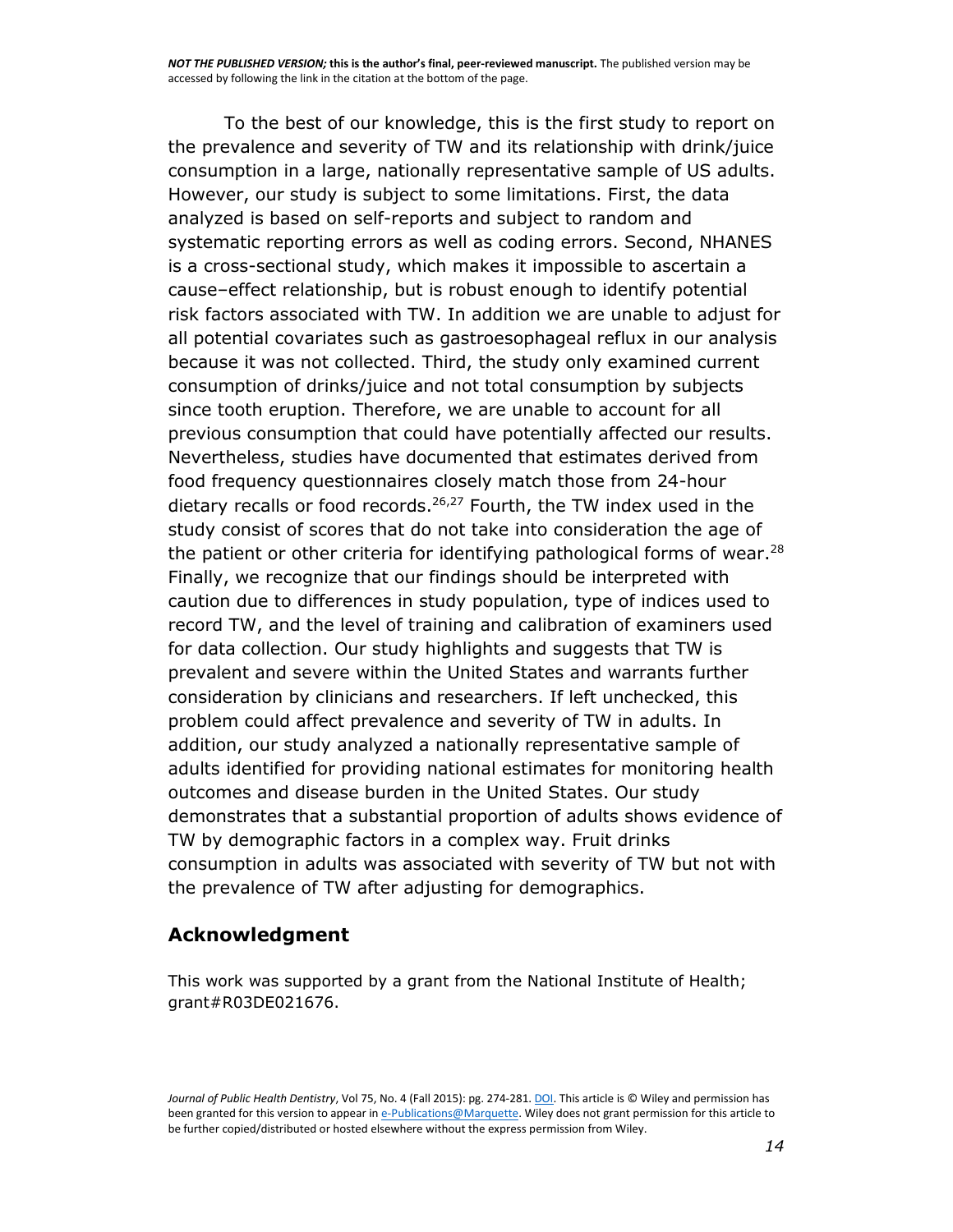To the best of our knowledge, this is the first study to report on the prevalence and severity of TW and its relationship with drink/juice consumption in a large, nationally representative sample of US adults. However, our study is subject to some limitations. First, the data analyzed is based on self-reports and subject to random and systematic reporting errors as well as coding errors. Second, NHANES is a cross-sectional study, which makes it impossible to ascertain a cause–effect relationship, but is robust enough to identify potential risk factors associated with TW. In addition we are unable to adjust for all potential covariates such as gastroesophageal reflux in our analysis because it was not collected. Third, the study only examined current consumption of drinks/juice and not total consumption by subjects since tooth eruption. Therefore, we are unable to account for all previous consumption that could have potentially affected our results. Nevertheless, studies have documented that estimates derived from food frequency questionnaires closely match those from 24-hour dietary recalls or food records.[26,27] Fourth, the TW index used in the study consist of scores that do not take into consideration the age of the patient or other criteria for identifying pathological forms of wear.[28] Finally, we recognize that our findings should be interpreted with caution due to differences in study population, type of indices used to record TW, and the level of training and calibration of examiners used for data collection. Our study highlights and suggests that TW is prevalent and severe within the United States and warrants further consideration by clinicians and researchers. If left unchecked, this problem could affect prevalence and severity of TW in adults. In addition, our study analyzed a nationally representative sample of adults identified for providing national estimates for monitoring health outcomes and disease burden in the United States. Our study demonstrates that a substantial proportion of adults shows evidence of TW by demographic factors in a complex way. Fruit drinks consumption in adults was associated with severity of TW but not with the prevalence of TW after adjusting for demographics.

## Acknowledgment

This work was supported by a grant from the National Institute of Health; grant#R03DE021676.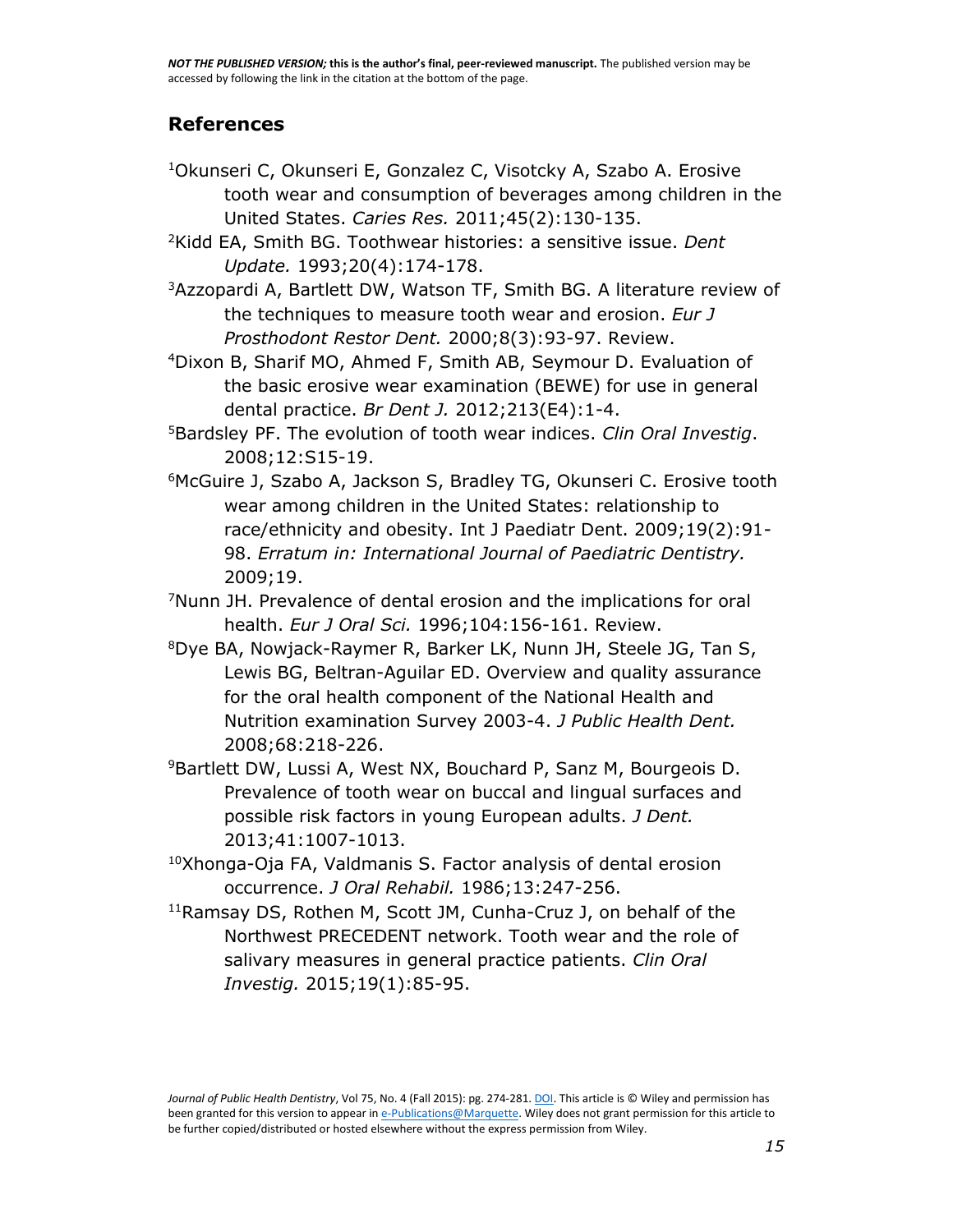## References

[1]Okunseri C, Okunseri E, Gonzalez C, Visotcky A, Szabo A. Erosive tooth wear and consumption of beverages among children in the United States. *Caries Res.* 2011;45(2):130-135.

[2]Kidd EA, Smith BG. Toothwear histories: a sensitive issue. *Dent Update.* 1993;20(4):174-178.

[3]Azzopardi A, Bartlett DW, Watson TF, Smith BG. A literature review of the techniques to measure tooth wear and erosion. *Eur J Prosthodont Restor Dent.* 2000;8(3):93-97. Review.

[4]Dixon B, Sharif MO, Ahmed F, Smith AB, Seymour D. Evaluation of the basic erosive wear examination (BEWE) for use in general dental practice. *Br Dent J.* 2012;213(E4):1-4.

[5]Bardsley PF. The evolution of tooth wear indices. *Clin Oral Investig*. 2008;12:S15-19.

[6]McGuire J, Szabo A, Jackson S, Bradley TG, Okunseri C. Erosive tooth wear among children in the United States: relationship to race/ethnicity and obesity. Int J Paediatr Dent. 2009;19(2):91-98. *Erratum in: International Journal of Paediatric Dentistry.* 2009;19.

[7]Nunn JH. Prevalence of dental erosion and the implications for oral health. *Eur J Oral Sci.* 1996;104:156-161. Review.

[8]Dye BA, Nowjack-Raymer R, Barker LK, Nunn JH, Steele JG, Tan S, Lewis BG, Beltran-Aguilar ED. Overview and quality assurance for the oral health component of the National Health and Nutrition examination Survey 2003-4. *J Public Health Dent.* 2008;68:218-226.

[9]Bartlett DW, Lussi A, West NX, Bouchard P, Sanz M, Bourgeois D. Prevalence of tooth wear on buccal and lingual surfaces and possible risk factors in young European adults. *J Dent.* 2013;41:1007-1013.

[10]Xhonga-Oja FA, Valdmanis S. Factor analysis of dental erosion occurrence. *J Oral Rehabil.* 1986;13:247-256.

[11]Ramsay DS, Rothen M, Scott JM, Cunha-Cruz J, on behalf of the Northwest PRECEDENT network. Tooth wear and the role of salivary measures in general practice patients. *Clin Oral Investig.* 2015;19(1):85-95.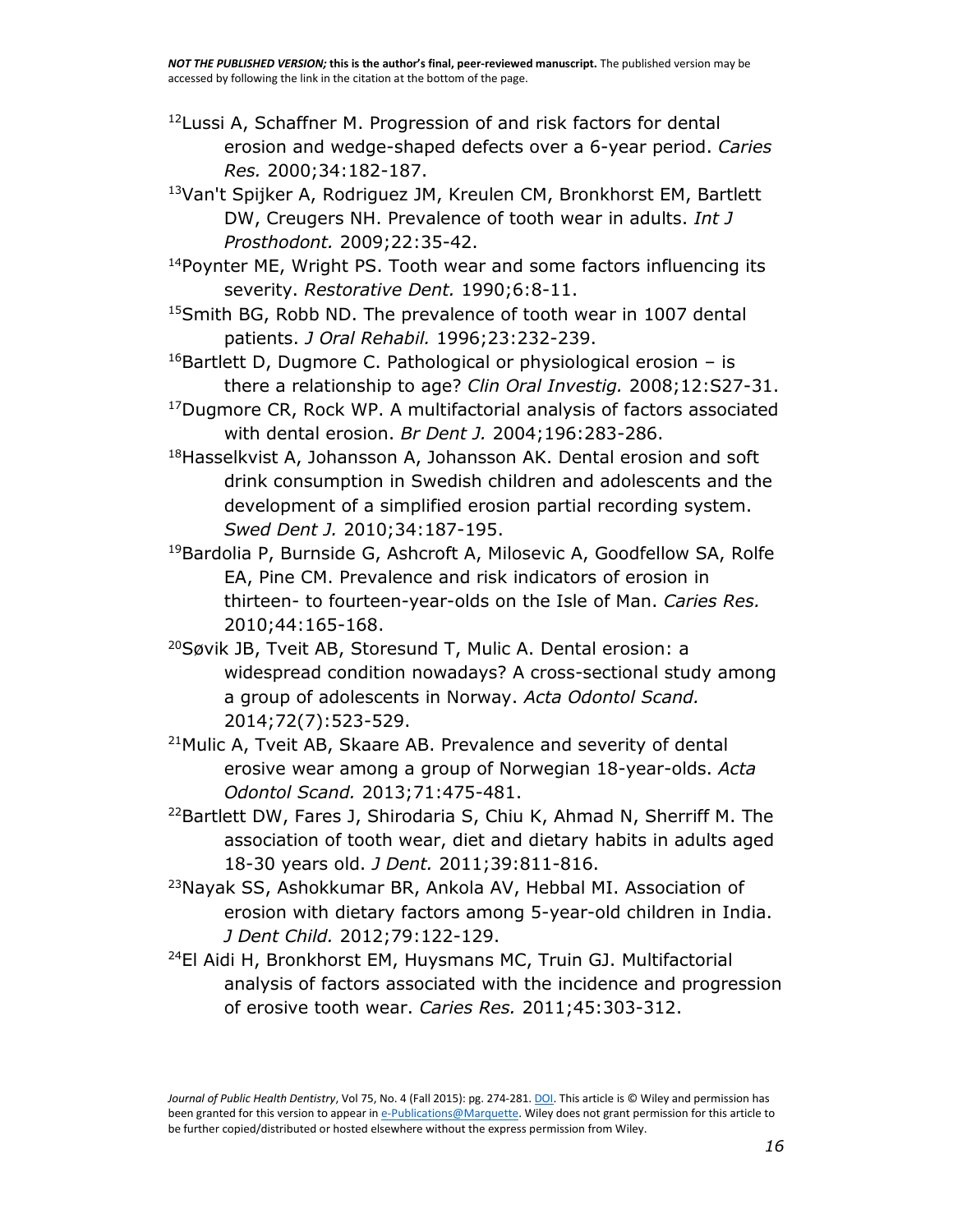[12]Lussi A, Schaffner M. Progression of and risk factors for dental erosion and wedge-shaped defects over a 6-year period. *Caries Res.* 2000;34:182-187.

[13]Van't Spijker A, Rodriguez JM, Kreulen CM, Bronkhorst EM, Bartlett DW, Creugers NH. Prevalence of tooth wear in adults. *Int J Prosthodont.* 2009;22:35-42.

[14]Poynter ME, Wright PS. Tooth wear and some factors influencing its severity. *Restorative Dent.* 1990;6:8-11.

[15]Smith BG, Robb ND. The prevalence of tooth wear in 1007 dental patients. *J Oral Rehabil.* 1996;23:232-239.

[16]Bartlett D, Dugmore C. Pathological or physiological erosion – is there a relationship to age? *Clin Oral Investig.* 2008;12:S27-31.

[17]Dugmore CR, Rock WP. A multifactorial analysis of factors associated with dental erosion. *Br Dent J.* 2004;196:283-286.

[18]Hasselkvist A, Johansson A, Johansson AK. Dental erosion and soft drink consumption in Swedish children and adolescents and the development of a simplified erosion partial recording system. *Swed Dent J.* 2010;34:187-195.

[19]Bardolia P, Burnside G, Ashcroft A, Milosevic A, Goodfellow SA, Rolfe EA, Pine CM. Prevalence and risk indicators of erosion in thirteen- to fourteen-year-olds on the Isle of Man. *Caries Res.* 2010;44:165-168.

[20]Søvik JB, Tveit AB, Storesund T, Mulic A. Dental erosion: a widespread condition nowadays? A cross-sectional study among a group of adolescents in Norway. *Acta Odontol Scand.* 2014;72(7):523-529.

[21]Mulic A, Tveit AB, Skaare AB. Prevalence and severity of dental erosive wear among a group of Norwegian 18-year-olds. *Acta Odontol Scand.* 2013;71:475-481.

[22]Bartlett DW, Fares J, Shirodaria S, Chiu K, Ahmad N, Sherriff M. The association of tooth wear, diet and dietary habits in adults aged 18-30 years old. *J Dent.* 2011;39:811-816.

[23]Nayak SS, Ashokkumar BR, Ankola AV, Hebbal MI. Association of erosion with dietary factors among 5-year-old children in India. *J Dent Child.* 2012;79:122-129.

[24]El Aidi H, Bronkhorst EM, Huysmans MC, Truin GJ. Multifactorial analysis of factors associated with the incidence and progression of erosive tooth wear. *Caries Res.* 2011;45:303-312.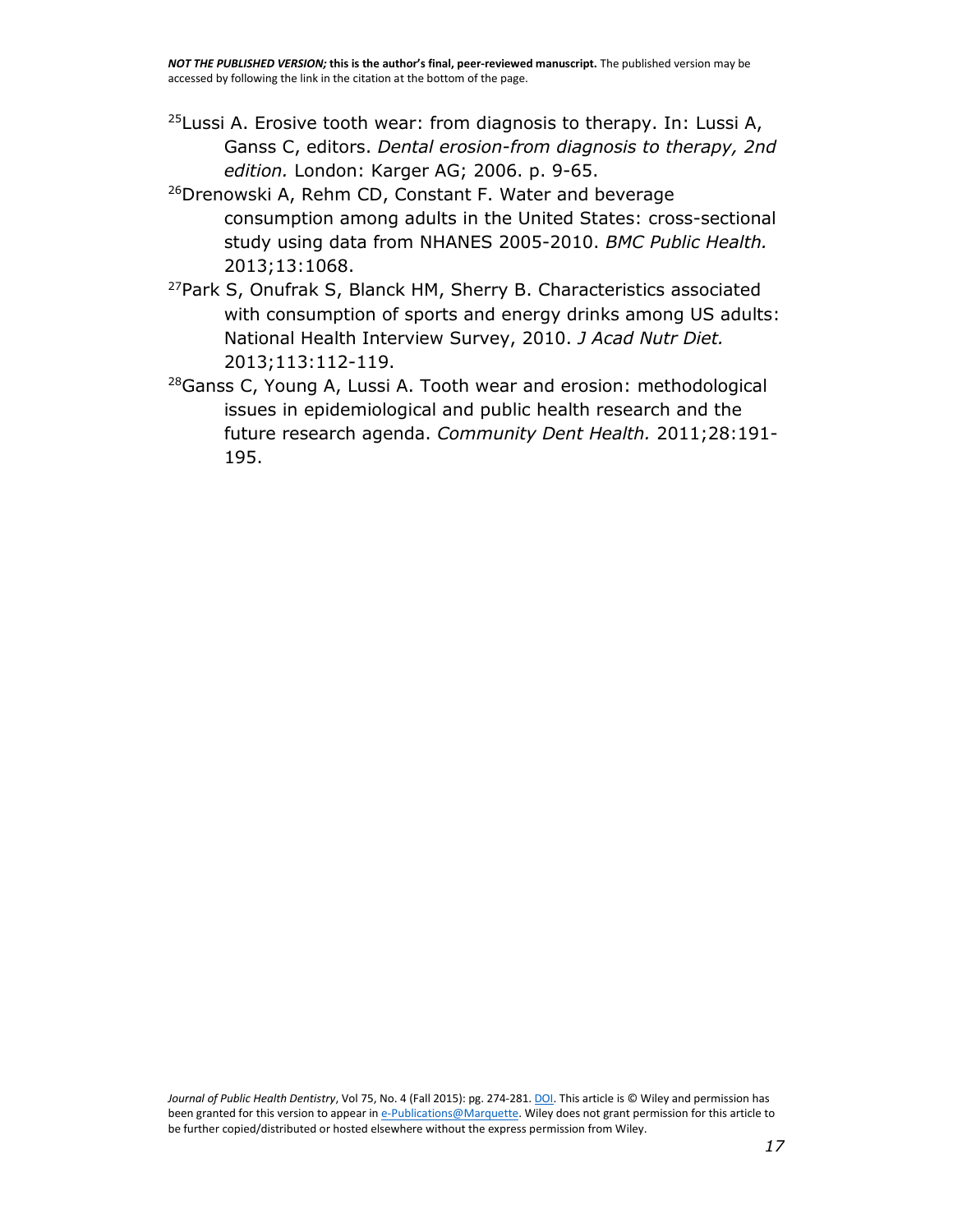[25]Lussi A. Erosive tooth wear: from diagnosis to therapy. In: Lussi A, Ganss C, editors. *Dental erosion-from diagnosis to therapy, 2nd edition.* London: Karger AG; 2006. p. 9-65.

[26]Drenowski A, Rehm CD, Constant F. Water and beverage consumption among adults in the United States: cross-sectional study using data from NHANES 2005-2010. *BMC Public Health.* 2013;13:1068.

[27]Park S, Onufrak S, Blanck HM, Sherry B. Characteristics associated with consumption of sports and energy drinks among US adults: National Health Interview Survey, 2010. *J Acad Nutr Diet.* 2013;113:112-119.

[28]Ganss C, Young A, Lussi A. Tooth wear and erosion: methodological issues in epidemiological and public health research and the future research agenda. *Community Dent Health.* 2011;28:191-195.